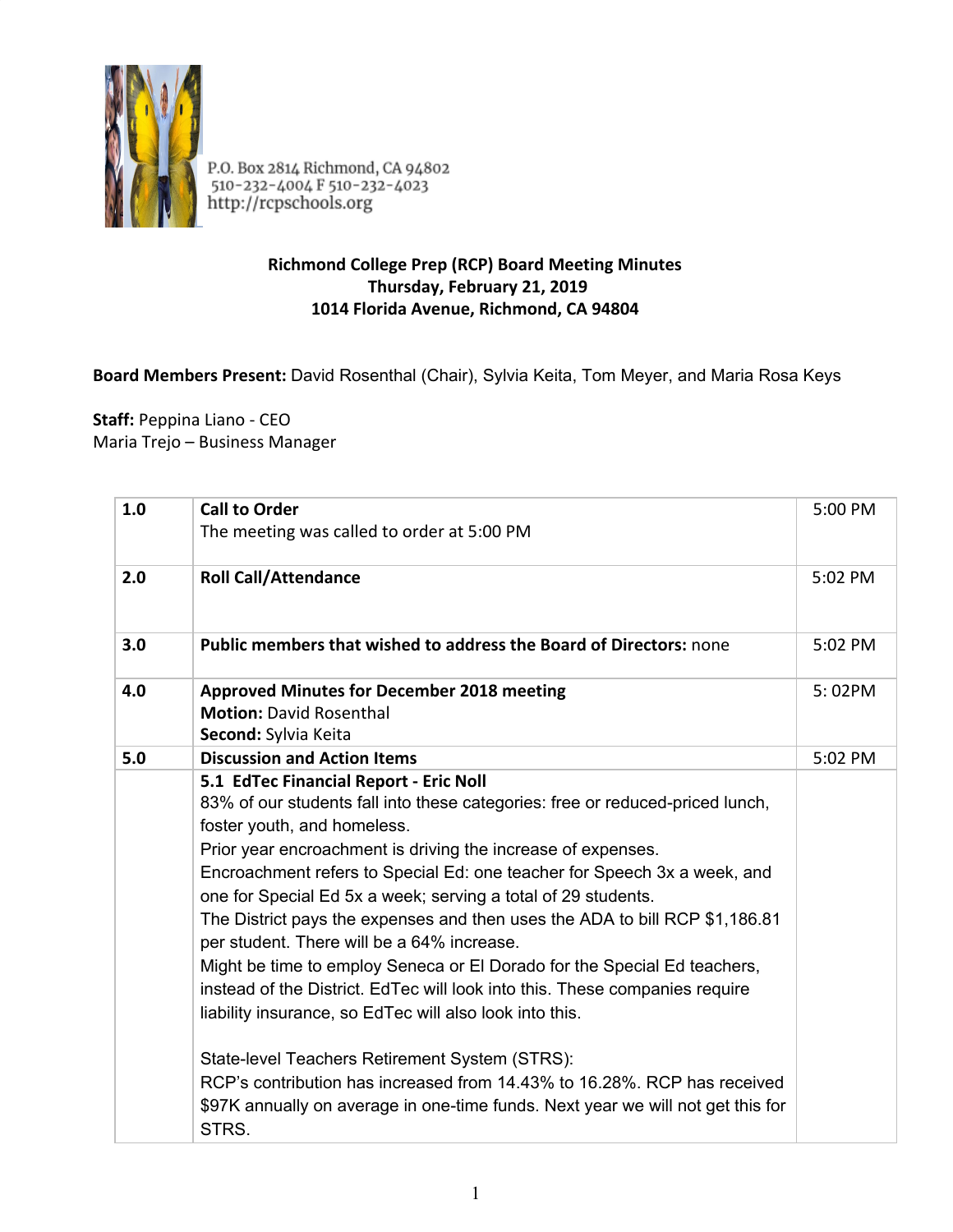P.O. Box 2814 Richmond, CA 94802
510-232-4004 F 510-232-4023
http://rcpschools.org

**Richmond College Prep (RCP) Board Meeting Minutes**
**Thursday, February 21, 2019**
**1014 Florida Avenue, Richmond, CA 94804**

**Board Members Present:** David Rosenthal (Chair), Sylvia Keita, Tom Meyer, and Maria Rosa Keys

**Staff:** Peppina Liano - CEO
Maria Trejo – Business Manager

| | | |
|---|---|---|
| **1.0** | **Call to Order**<br>The meeting was called to order at 5:00 PM | 5:00 PM |
| **2.0** | **Roll Call/Attendance** | 5:02 PM |
| **3.0** | **Public members that wished to address the Board of Directors:** none | 5:02 PM |
| **4.0** | **Approved Minutes for December 2018 meeting**<br>**Motion:** David Rosenthal<br>**Second:** Sylvia Keita | 5: 02PM |
| **5.0** | **Discussion and Action Items** | 5:02 PM |
| | **5.1 EdTec Financial Report - Eric Noll**<br>83% of our students fall into these categories: free or reduced-priced lunch, foster youth, and homeless.<br>Prior year encroachment is driving the increase of expenses.<br>Encroachment refers to Special Ed: one teacher for Speech 3x a week, and one for Special Ed 5x a week; serving a total of 29 students.<br>The District pays the expenses and then uses the ADA to bill RCP $1,186.81 per student. There will be a 64% increase.<br>Might be time to employ Seneca or El Dorado for the Special Ed teachers, instead of the District. EdTec will look into this. These companies require liability insurance, so EdTec will also look into this.<br><br>State-level Teachers Retirement System (STRS):<br>RCP's contribution has increased from 14.43% to 16.28%. RCP has received $97K annually on average in one-time funds. Next year we will not get this for STRS. | |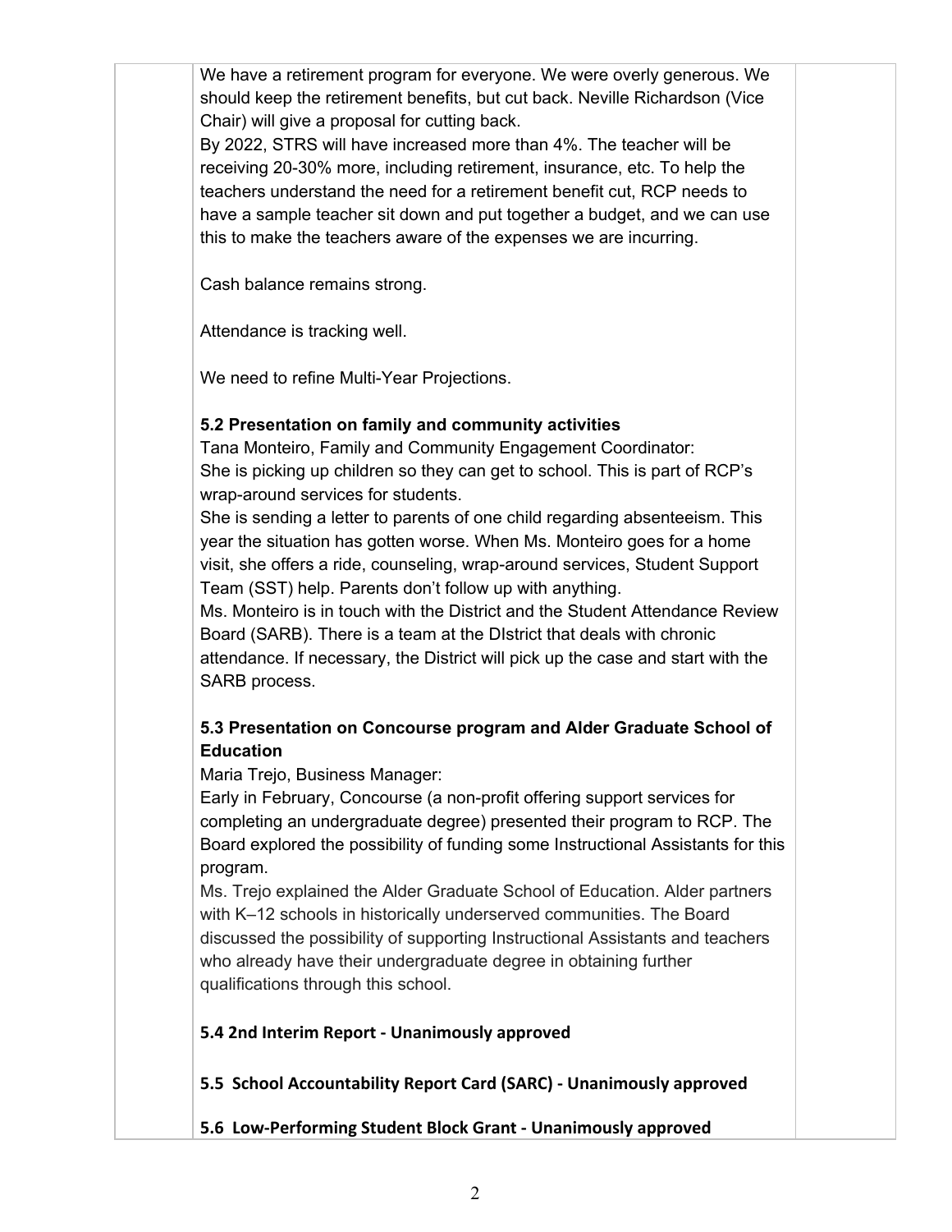We have a retirement program for everyone. We were overly generous. We should keep the retirement benefits, but cut back. Neville Richardson (Vice Chair) will give a proposal for cutting back.
By 2022, STRS will have increased more than 4%. The teacher will be receiving 20-30% more, including retirement, insurance, etc. To help the teachers understand the need for a retirement benefit cut, RCP needs to have a sample teacher sit down and put together a budget, and we can use this to make the teachers aware of the expenses we are incurring.

Cash balance remains strong.

Attendance is tracking well.

We need to refine Multi-Year Projections.

**5.2 Presentation on family and community activities**
Tana Monteiro, Family and Community Engagement Coordinator:
She is picking up children so they can get to school. This is part of RCP's wrap-around services for students.
She is sending a letter to parents of one child regarding absenteeism. This year the situation has gotten worse. When Ms. Monteiro goes for a home visit, she offers a ride, counseling, wrap-around services, Student Support Team (SST) help. Parents don't follow up with anything.
Ms. Monteiro is in touch with the District and the Student Attendance Review Board (SARB). There is a team at the DIstrict that deals with chronic attendance. If necessary, the District will pick up the case and start with the SARB process.

**5.3 Presentation on Concourse program and Alder Graduate School of Education**
Maria Trejo, Business Manager:
Early in February, Concourse (a non-profit offering support services for completing an undergraduate degree) presented their program to RCP. The Board explored the possibility of funding some Instructional Assistants for this program.
Ms. Trejo explained the Alder Graduate School of Education. Alder partners with K–12 schools in historically underserved communities. The Board discussed the possibility of supporting Instructional Assistants and teachers who already have their undergraduate degree in obtaining further qualifications through this school.

**5.4 2nd Interim Report - Unanimously approved**

**5.5 School Accountability Report Card (SARC) - Unanimously approved**

**5.6 Low-Performing Student Block Grant - Unanimously approved**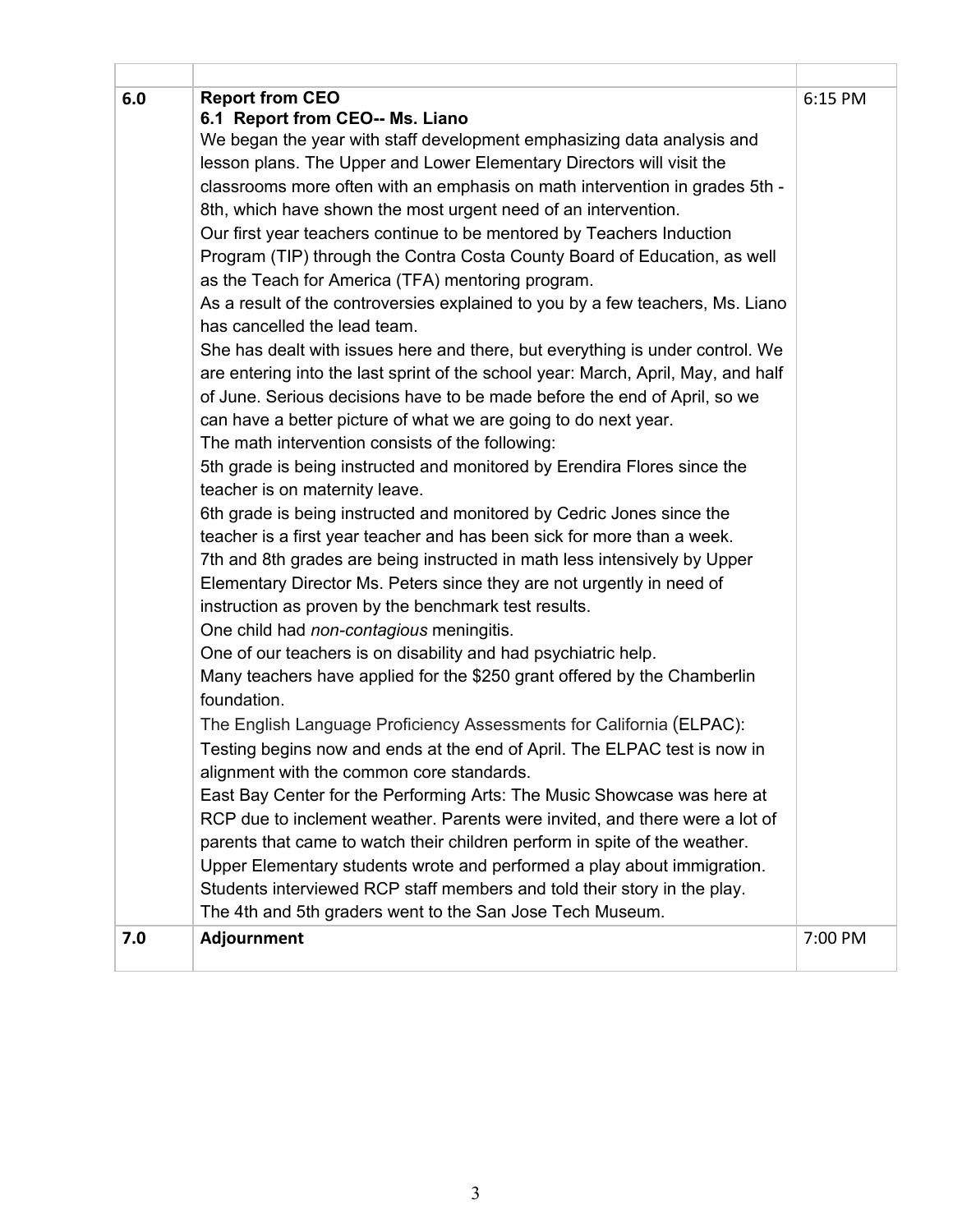| | | |
|---|---|---|
| **6.0** | **Report from CEO**<br>**6.1 Report from CEO-- Ms. Liano**<br>We began the year with staff development emphasizing data analysis and lesson plans. The Upper and Lower Elementary Directors will visit the classrooms more often with an emphasis on math intervention in grades 5th - 8th, which have shown the most urgent need of an intervention.<br>Our first year teachers continue to be mentored by Teachers Induction Program (TIP) through the Contra Costa County Board of Education, as well as the Teach for America (TFA) mentoring program.<br>As a result of the controversies explained to you by a few teachers, Ms. Liano has cancelled the lead team.<br>She has dealt with issues here and there, but everything is under control. We are entering into the last sprint of the school year: March, April, May, and half of June. Serious decisions have to be made before the end of April, so we can have a better picture of what we are going to do next year.<br>The math intervention consists of the following:<br>5th grade is being instructed and monitored by Erendira Flores since the teacher is on maternity leave.<br>6th grade is being instructed and monitored by Cedric Jones since the teacher is a first year teacher and has been sick for more than a week.<br>7th and 8th grades are being instructed in math less intensively by Upper Elementary Director Ms. Peters since they are not urgently in need of instruction as proven by the benchmark test results.<br>One child had *non-contagious* meningitis.<br>One of our teachers is on disability and had psychiatric help.<br>Many teachers have applied for the $250 grant offered by the Chamberlin foundation.<br>The English Language Proficiency Assessments for California (ELPAC): Testing begins now and ends at the end of April. The ELPAC test is now in alignment with the common core standards.<br>East Bay Center for the Performing Arts: The Music Showcase was here at RCP due to inclement weather. Parents were invited, and there were a lot of parents that came to watch their children perform in spite of the weather.<br>Upper Elementary students wrote and performed a play about immigration. Students interviewed RCP staff members and told their story in the play.<br>The 4th and 5th graders went to the San Jose Tech Museum. | 6:15 PM |
| **7.0** | **Adjournment** | 7:00 PM |